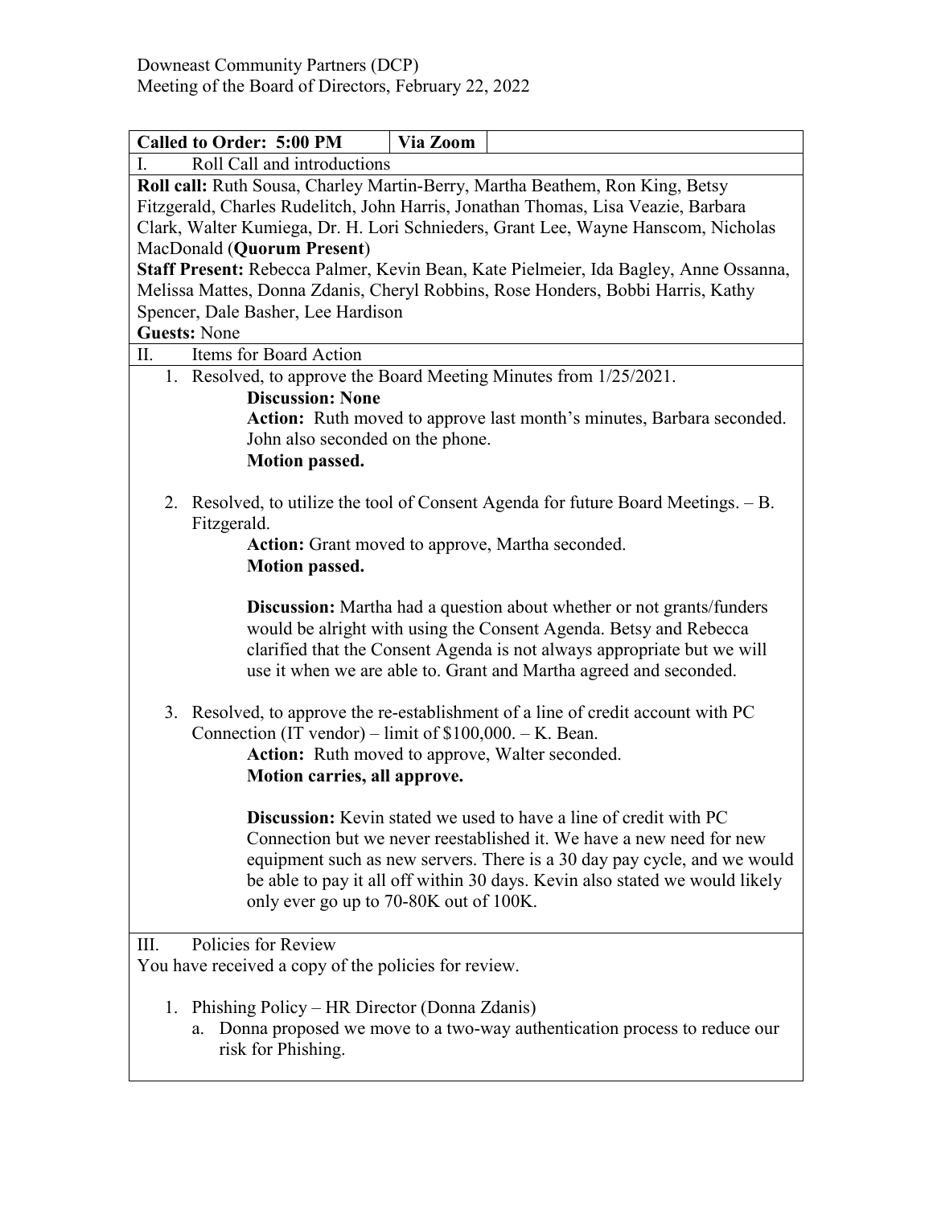Downeast Community Partners (DCP)
Meeting of the Board of Directors, February 22, 2022

| **Called to Order: 5:00 PM** | **Via Zoom** | |
|---|---|---|

I. Roll Call and introductions

**Roll call:** Ruth Sousa, Charley Martin-Berry, Martha Beathem, Ron King, Betsy Fitzgerald, Charles Rudelitch, John Harris, Jonathan Thomas, Lisa Veazie, Barbara Clark, Walter Kumiega, Dr. H. Lori Schnieders, Grant Lee, Wayne Hanscom, Nicholas MacDonald (**Quorum Present**)

**Staff Present:** Rebecca Palmer, Kevin Bean, Kate Pielmeier, Ida Bagley, Anne Ossanna, Melissa Mattes, Donna Zdanis, Cheryl Robbins, Rose Honders, Bobbi Harris, Kathy Spencer, Dale Basher, Lee Hardison

**Guests:** None

II. Items for Board Action

1. Resolved, to approve the Board Meeting Minutes from 1/25/2021.

   **Discussion: None**

   **Action:** Ruth moved to approve last month's minutes, Barbara seconded. John also seconded on the phone.

   **Motion passed.**

2. Resolved, to utilize the tool of Consent Agenda for future Board Meetings. – B. Fitzgerald.

   **Action:** Grant moved to approve, Martha seconded.

   **Motion passed.**

   **Discussion:** Martha had a question about whether or not grants/funders would be alright with using the Consent Agenda. Betsy and Rebecca clarified that the Consent Agenda is not always appropriate but we will use it when we are able to. Grant and Martha agreed and seconded.

3. Resolved, to approve the re-establishment of a line of credit account with PC Connection (IT vendor) – limit of $100,000. – K. Bean.

   **Action:** Ruth moved to approve, Walter seconded.

   **Motion carries, all approve.**

   **Discussion:** Kevin stated we used to have a line of credit with PC Connection but we never reestablished it. We have a new need for new equipment such as new servers. There is a 30 day pay cycle, and we would be able to pay it all off within 30 days. Kevin also stated we would likely only ever go up to 70-80K out of 100K.

III. Policies for Review

You have received a copy of the policies for review.

1. Phishing Policy – HR Director (Donna Zdanis)
   a. Donna proposed we move to a two-way authentication process to reduce our risk for Phishing.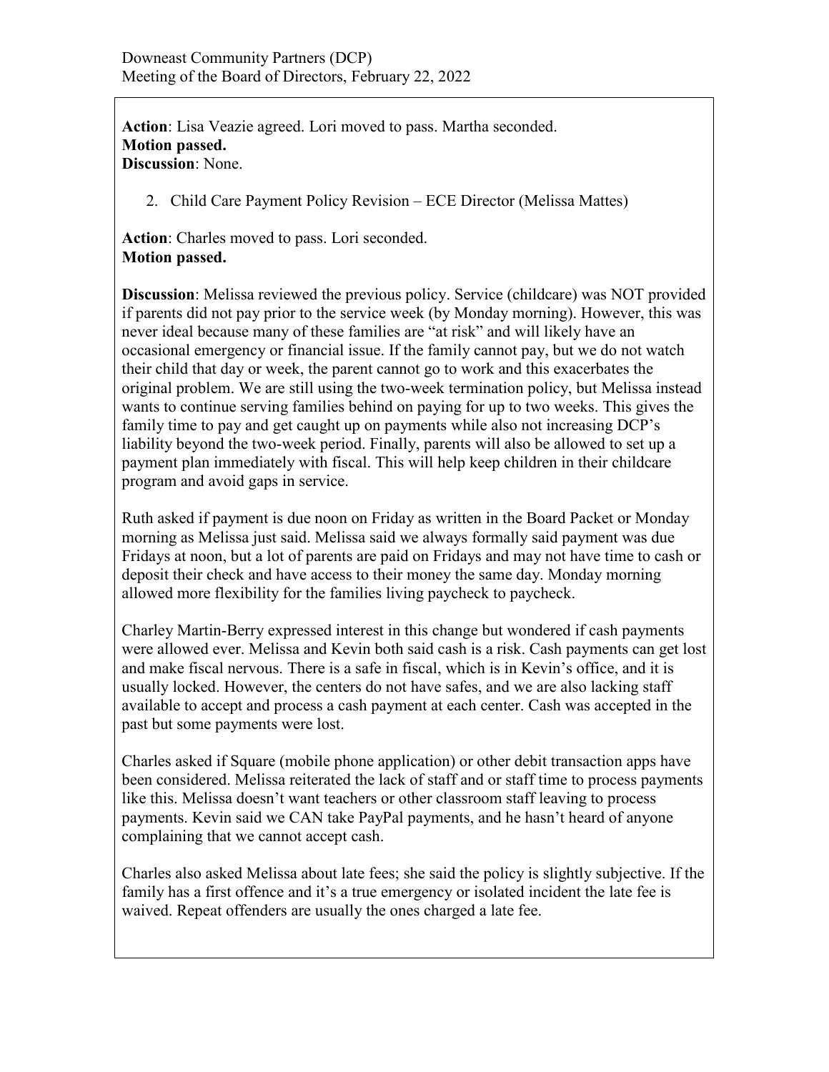**Action**: Lisa Veazie agreed. Lori moved to pass. Martha seconded.
**Motion passed.**
**Discussion**: None.

2. Child Care Payment Policy Revision – ECE Director (Melissa Mattes)

**Action**: Charles moved to pass. Lori seconded.
**Motion passed.**

**Discussion**: Melissa reviewed the previous policy. Service (childcare) was NOT provided if parents did not pay prior to the service week (by Monday morning). However, this was never ideal because many of these families are "at risk" and will likely have an occasional emergency or financial issue. If the family cannot pay, but we do not watch their child that day or week, the parent cannot go to work and this exacerbates the original problem. We are still using the two-week termination policy, but Melissa instead wants to continue serving families behind on paying for up to two weeks. This gives the family time to pay and get caught up on payments while also not increasing DCP's liability beyond the two-week period. Finally, parents will also be allowed to set up a payment plan immediately with fiscal. This will help keep children in their childcare program and avoid gaps in service.

Ruth asked if payment is due noon on Friday as written in the Board Packet or Monday morning as Melissa just said. Melissa said we always formally said payment was due Fridays at noon, but a lot of parents are paid on Fridays and may not have time to cash or deposit their check and have access to their money the same day. Monday morning allowed more flexibility for the families living paycheck to paycheck.

Charley Martin-Berry expressed interest in this change but wondered if cash payments were allowed ever. Melissa and Kevin both said cash is a risk. Cash payments can get lost and make fiscal nervous. There is a safe in fiscal, which is in Kevin's office, and it is usually locked. However, the centers do not have safes, and we are also lacking staff available to accept and process a cash payment at each center. Cash was accepted in the past but some payments were lost.

Charles asked if Square (mobile phone application) or other debit transaction apps have been considered. Melissa reiterated the lack of staff and or staff time to process payments like this. Melissa doesn't want teachers or other classroom staff leaving to process payments. Kevin said we CAN take PayPal payments, and he hasn't heard of anyone complaining that we cannot accept cash.

Charles also asked Melissa about late fees; she said the policy is slightly subjective. If the family has a first offence and it's a true emergency or isolated incident the late fee is waived. Repeat offenders are usually the ones charged a late fee.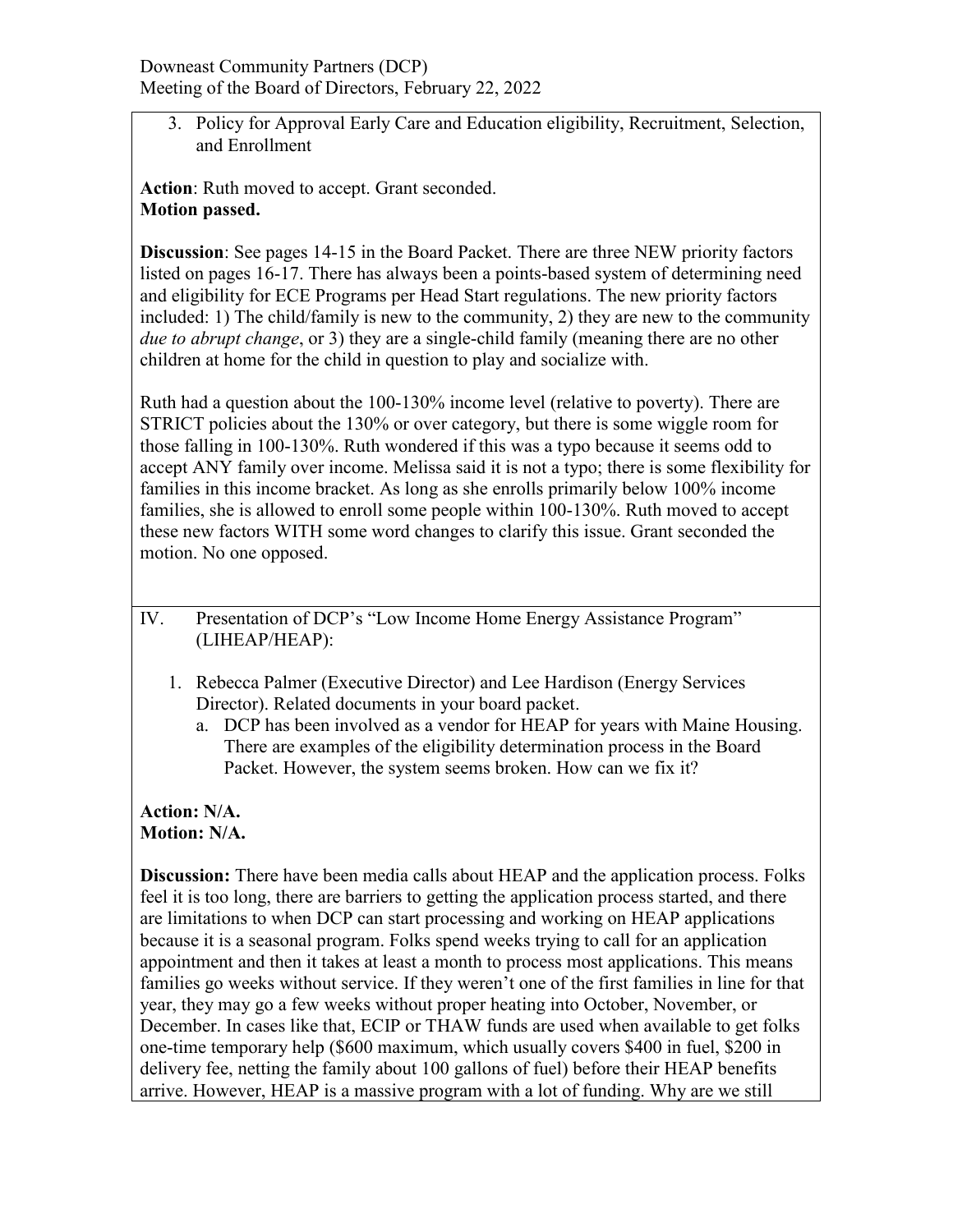3. Policy for Approval Early Care and Education eligibility, Recruitment, Selection, and Enrollment

**Action**: Ruth moved to accept. Grant seconded.
**Motion passed.**

**Discussion**: See pages 14-15 in the Board Packet. There are three NEW priority factors listed on pages 16-17. There has always been a points-based system of determining need and eligibility for ECE Programs per Head Start regulations. The new priority factors included: 1) The child/family is new to the community, 2) they are new to the community *due to abrupt change*, or 3) they are a single-child family (meaning there are no other children at home for the child in question to play and socialize with.

Ruth had a question about the 100-130% income level (relative to poverty). There are STRICT policies about the 130% or over category, but there is some wiggle room for those falling in 100-130%. Ruth wondered if this was a typo because it seems odd to accept ANY family over income. Melissa said it is not a typo; there is some flexibility for families in this income bracket. As long as she enrolls primarily below 100% income families, she is allowed to enroll some people within 100-130%. Ruth moved to accept these new factors WITH some word changes to clarify this issue. Grant seconded the motion. No one opposed.

IV. Presentation of DCP's "Low Income Home Energy Assistance Program" (LIHEAP/HEAP):

1. Rebecca Palmer (Executive Director) and Lee Hardison (Energy Services Director). Related documents in your board packet.
   a. DCP has been involved as a vendor for HEAP for years with Maine Housing. There are examples of the eligibility determination process in the Board Packet. However, the system seems broken. How can we fix it?

**Action: N/A.**
**Motion: N/A.**

**Discussion:** There have been media calls about HEAP and the application process. Folks feel it is too long, there are barriers to getting the application process started, and there are limitations to when DCP can start processing and working on HEAP applications because it is a seasonal program. Folks spend weeks trying to call for an application appointment and then it takes at least a month to process most applications. This means families go weeks without service. If they weren't one of the first families in line for that year, they may go a few weeks without proper heating into October, November, or December. In cases like that, ECIP or THAW funds are used when available to get folks one-time temporary help ($600 maximum, which usually covers $400 in fuel, $200 in delivery fee, netting the family about 100 gallons of fuel) before their HEAP benefits arrive. However, HEAP is a massive program with a lot of funding. Why are we still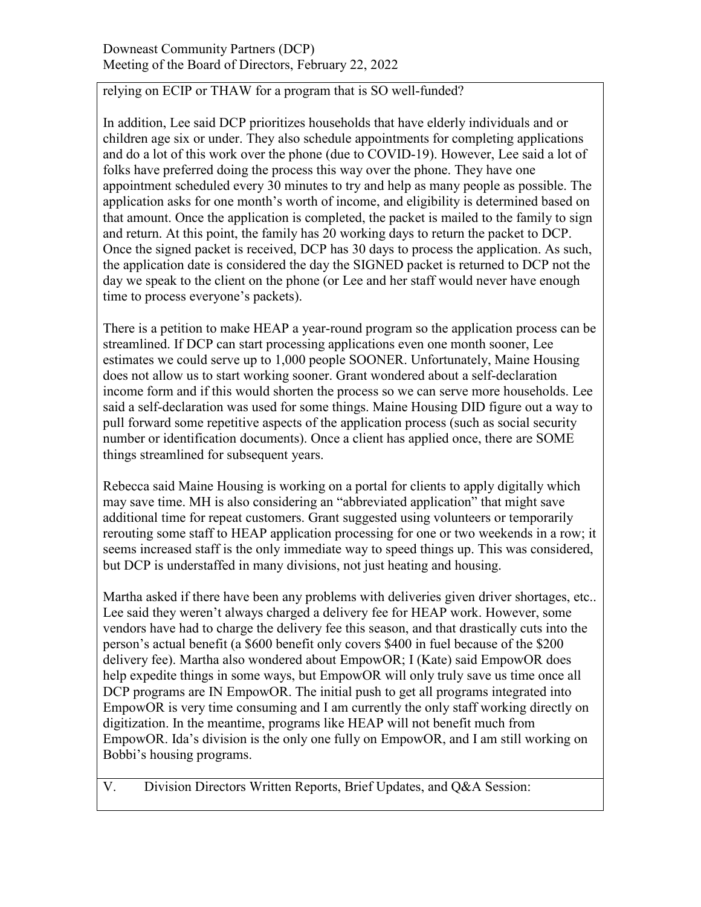relying on ECIP or THAW for a program that is SO well-funded?

In addition, Lee said DCP prioritizes households that have elderly individuals and or children age six or under. They also schedule appointments for completing applications and do a lot of this work over the phone (due to COVID-19). However, Lee said a lot of folks have preferred doing the process this way over the phone. They have one appointment scheduled every 30 minutes to try and help as many people as possible. The application asks for one month's worth of income, and eligibility is determined based on that amount. Once the application is completed, the packet is mailed to the family to sign and return. At this point, the family has 20 working days to return the packet to DCP. Once the signed packet is received, DCP has 30 days to process the application. As such, the application date is considered the day the SIGNED packet is returned to DCP not the day we speak to the client on the phone (or Lee and her staff would never have enough time to process everyone's packets).

There is a petition to make HEAP a year-round program so the application process can be streamlined. If DCP can start processing applications even one month sooner, Lee estimates we could serve up to 1,000 people SOONER. Unfortunately, Maine Housing does not allow us to start working sooner. Grant wondered about a self-declaration income form and if this would shorten the process so we can serve more households. Lee said a self-declaration was used for some things. Maine Housing DID figure out a way to pull forward some repetitive aspects of the application process (such as social security number or identification documents). Once a client has applied once, there are SOME things streamlined for subsequent years.

Rebecca said Maine Housing is working on a portal for clients to apply digitally which may save time. MH is also considering an "abbreviated application" that might save additional time for repeat customers. Grant suggested using volunteers or temporarily rerouting some staff to HEAP application processing for one or two weekends in a row; it seems increased staff is the only immediate way to speed things up. This was considered, but DCP is understaffed in many divisions, not just heating and housing.

Martha asked if there have been any problems with deliveries given driver shortages, etc.. Lee said they weren't always charged a delivery fee for HEAP work. However, some vendors have had to charge the delivery fee this season, and that drastically cuts into the person's actual benefit (a $600 benefit only covers $400 in fuel because of the $200 delivery fee). Martha also wondered about EmpowOR; I (Kate) said EmpowOR does help expedite things in some ways, but EmpowOR will only truly save us time once all DCP programs are IN EmpowOR. The initial push to get all programs integrated into EmpowOR is very time consuming and I am currently the only staff working directly on digitization. In the meantime, programs like HEAP will not benefit much from EmpowOR. Ida's division is the only one fully on EmpowOR, and I am still working on Bobbi's housing programs.

## V. Division Directors Written Reports, Brief Updates, and Q&A Session: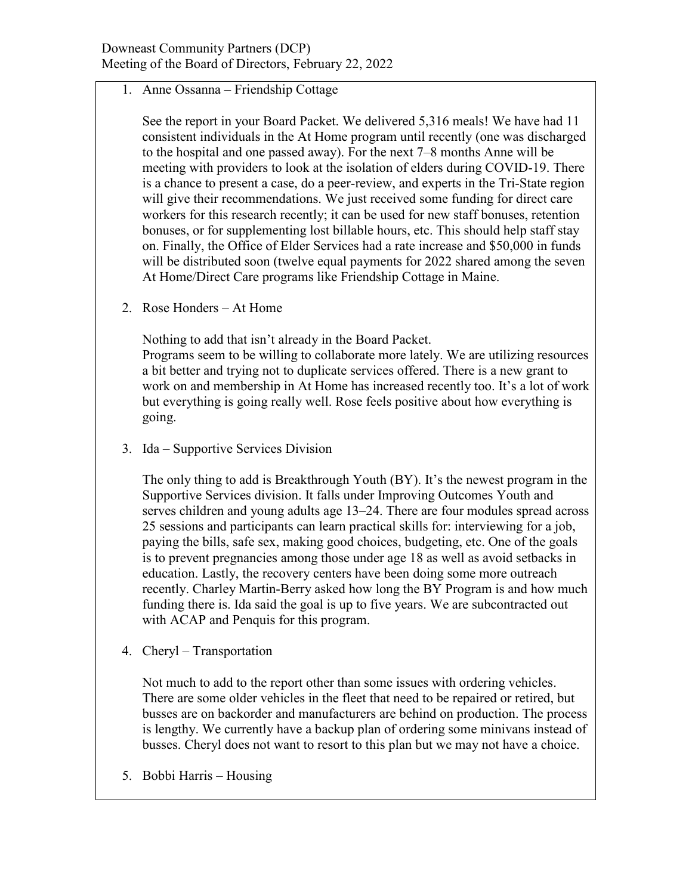Downeast Community Partners (DCP)
Meeting of the Board of Directors, February 22, 2022

1. Anne Ossanna – Friendship Cottage

   See the report in your Board Packet. We delivered 5,316 meals! We have had 11 consistent individuals in the At Home program until recently (one was discharged to the hospital and one passed away). For the next 7–8 months Anne will be meeting with providers to look at the isolation of elders during COVID-19. There is a chance to present a case, do a peer-review, and experts in the Tri-State region will give their recommendations. We just received some funding for direct care workers for this research recently; it can be used for new staff bonuses, retention bonuses, or for supplementing lost billable hours, etc. This should help staff stay on. Finally, the Office of Elder Services had a rate increase and $50,000 in funds will be distributed soon (twelve equal payments for 2022 shared among the seven At Home/Direct Care programs like Friendship Cottage in Maine.

2. Rose Honders – At Home

   Nothing to add that isn't already in the Board Packet.
   Programs seem to be willing to collaborate more lately. We are utilizing resources a bit better and trying not to duplicate services offered. There is a new grant to work on and membership in At Home has increased recently too. It's a lot of work but everything is going really well. Rose feels positive about how everything is going.

3. Ida – Supportive Services Division

   The only thing to add is Breakthrough Youth (BY). It's the newest program in the Supportive Services division. It falls under Improving Outcomes Youth and serves children and young adults age 13–24. There are four modules spread across 25 sessions and participants can learn practical skills for: interviewing for a job, paying the bills, safe sex, making good choices, budgeting, etc. One of the goals is to prevent pregnancies among those under age 18 as well as avoid setbacks in education. Lastly, the recovery centers have been doing some more outreach recently. Charley Martin-Berry asked how long the BY Program is and how much funding there is. Ida said the goal is up to five years. We are subcontracted out with ACAP and Penquis for this program.

4. Cheryl – Transportation

   Not much to add to the report other than some issues with ordering vehicles. There are some older vehicles in the fleet that need to be repaired or retired, but busses are on backorder and manufacturers are behind on production. The process is lengthy. We currently have a backup plan of ordering some minivans instead of busses. Cheryl does not want to resort to this plan but we may not have a choice.

5. Bobbi Harris – Housing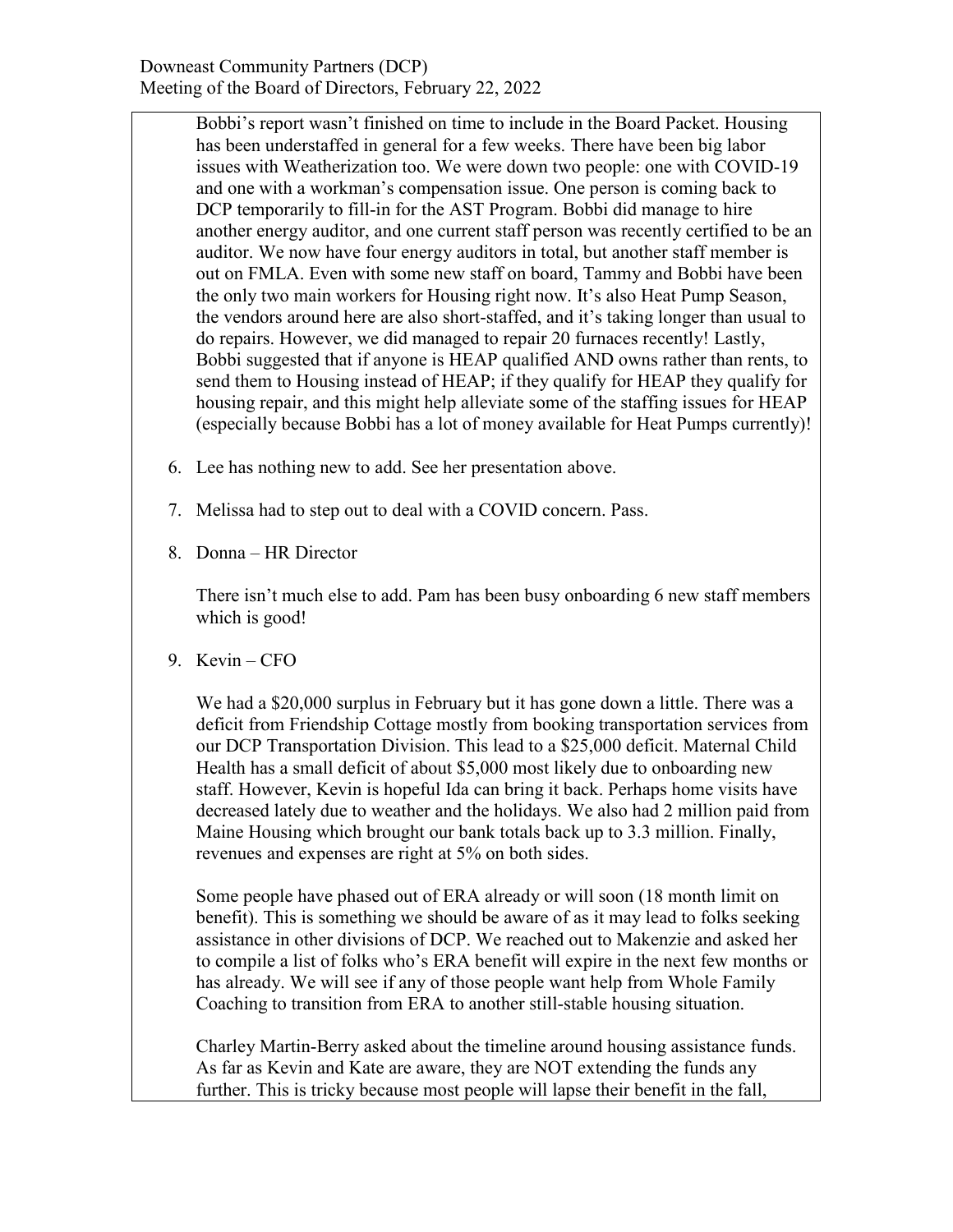Bobbi's report wasn't finished on time to include in the Board Packet. Housing has been understaffed in general for a few weeks. There have been big labor issues with Weatherization too. We were down two people: one with COVID-19 and one with a workman's compensation issue. One person is coming back to DCP temporarily to fill-in for the AST Program. Bobbi did manage to hire another energy auditor, and one current staff person was recently certified to be an auditor. We now have four energy auditors in total, but another staff member is out on FMLA. Even with some new staff on board, Tammy and Bobbi have been the only two main workers for Housing right now. It's also Heat Pump Season, the vendors around here are also short-staffed, and it's taking longer than usual to do repairs. However, we did managed to repair 20 furnaces recently! Lastly, Bobbi suggested that if anyone is HEAP qualified AND owns rather than rents, to send them to Housing instead of HEAP; if they qualify for HEAP they qualify for housing repair, and this might help alleviate some of the staffing issues for HEAP (especially because Bobbi has a lot of money available for Heat Pumps currently)!

6. Lee has nothing new to add. See her presentation above.

7. Melissa had to step out to deal with a COVID concern. Pass.

8. Donna – HR Director

   There isn't much else to add. Pam has been busy onboarding 6 new staff members which is good!

9. Kevin – CFO

   We had a $20,000 surplus in February but it has gone down a little. There was a deficit from Friendship Cottage mostly from booking transportation services from our DCP Transportation Division. This lead to a $25,000 deficit. Maternal Child Health has a small deficit of about $5,000 most likely due to onboarding new staff. However, Kevin is hopeful Ida can bring it back. Perhaps home visits have decreased lately due to weather and the holidays. We also had 2 million paid from Maine Housing which brought our bank totals back up to 3.3 million. Finally, revenues and expenses are right at 5% on both sides.

   Some people have phased out of ERA already or will soon (18 month limit on benefit). This is something we should be aware of as it may lead to folks seeking assistance in other divisions of DCP. We reached out to Makenzie and asked her to compile a list of folks who's ERA benefit will expire in the next few months or has already. We will see if any of those people want help from Whole Family Coaching to transition from ERA to another still-stable housing situation.

   Charley Martin-Berry asked about the timeline around housing assistance funds. As far as Kevin and Kate are aware, they are NOT extending the funds any further. This is tricky because most people will lapse their benefit in the fall,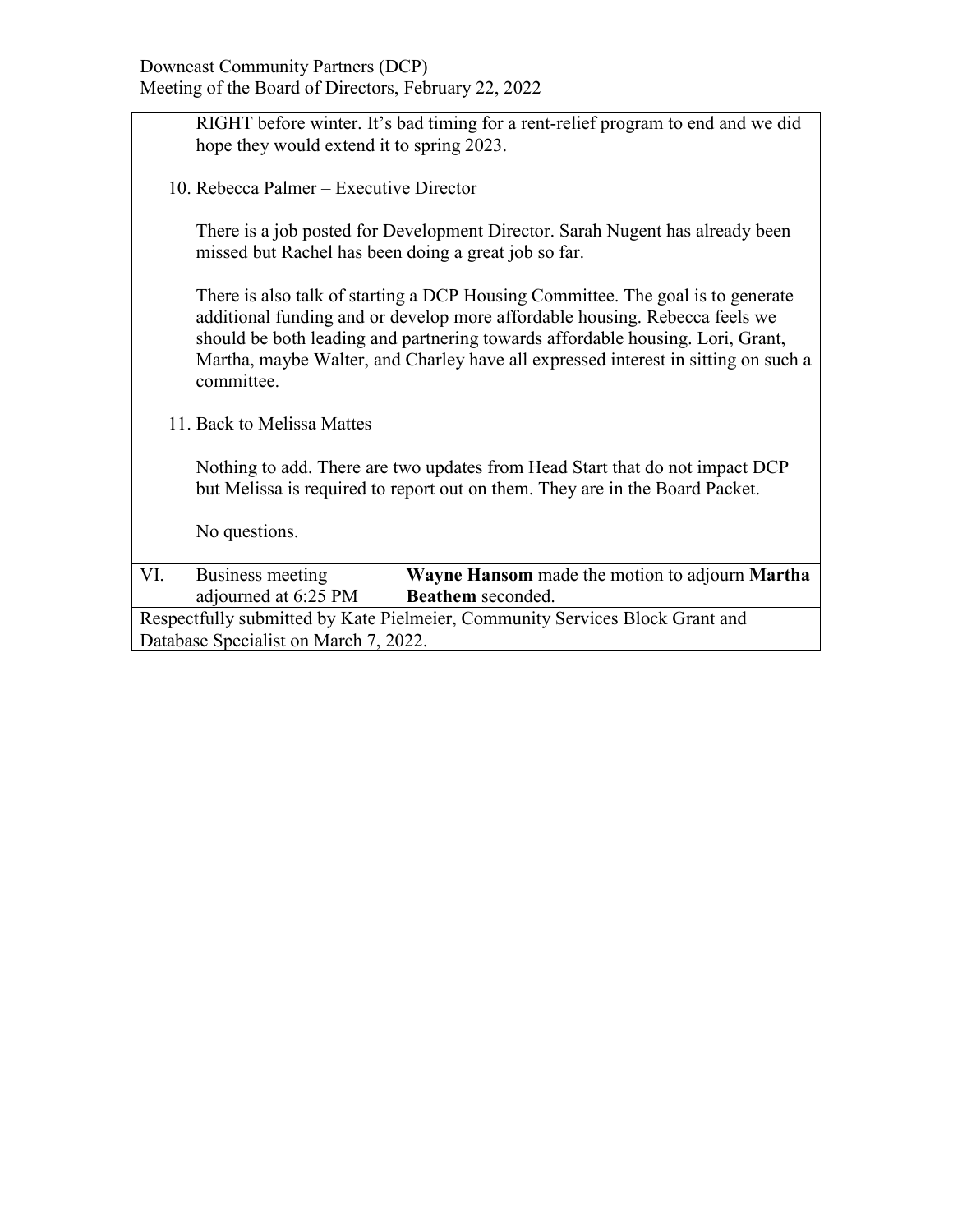RIGHT before winter. It's bad timing for a rent-relief program to end and we did hope they would extend it to spring 2023.

10. Rebecca Palmer – Executive Director

    There is a job posted for Development Director. Sarah Nugent has already been missed but Rachel has been doing a great job so far.

    There is also talk of starting a DCP Housing Committee. The goal is to generate additional funding and or develop more affordable housing. Rebecca feels we should be both leading and partnering towards affordable housing. Lori, Grant, Martha, maybe Walter, and Charley have all expressed interest in sitting on such a committee.

11. Back to Melissa Mattes –

    Nothing to add. There are two updates from Head Start that do not impact DCP but Melissa is required to report out on them. They are in the Board Packet.

    No questions.

| | | |
|---|---|---|
| VI. | Business meeting adjourned at 6:25 PM | **Wayne Hansom** made the motion to adjourn **Martha Beathem** seconded. |

Respectfully submitted by Kate Pielmeier, Community Services Block Grant and Database Specialist on March 7, 2022.